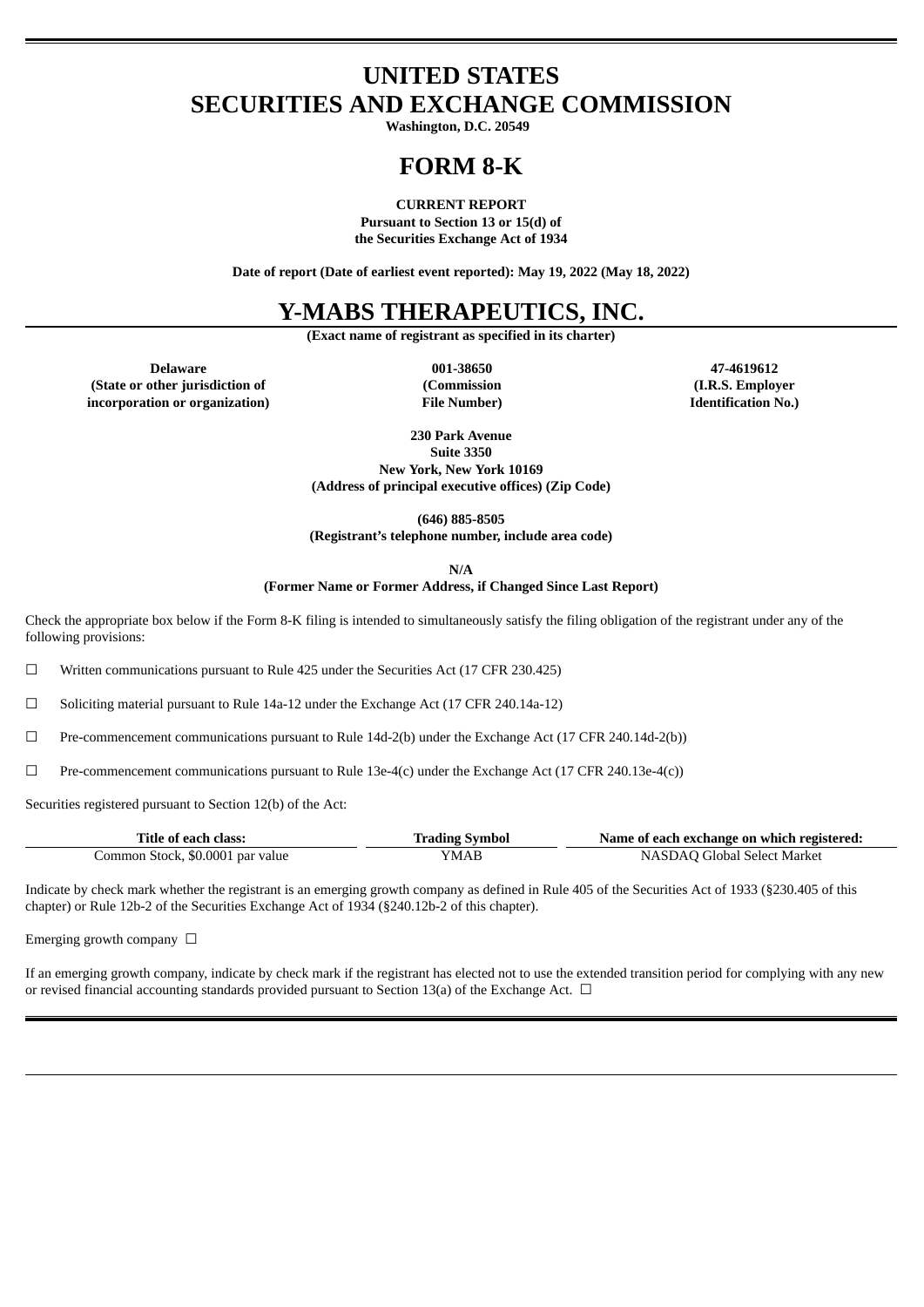# UNITED STATES
# SECURITIES AND EXCHANGE COMMISSION

**Washington, D.C. 20549**

# FORM 8-K

**CURRENT REPORT**
**Pursuant to Section 13 or 15(d) of**
**the Securities Exchange Act of 1934**

**Date of report (Date of earliest event reported): May 19, 2022 (May 18, 2022)**

# Y-MABS THERAPEUTICS, INC.

**(Exact name of registrant as specified in its charter)**

| **Delaware** | **001-38650** | **47-4619612** |
|---|---|---|
| **(State or other jurisdiction of incorporation or organization)** | **(Commission File Number)** | **(I.R.S. Employer Identification No.)** |

**230 Park Avenue**
**Suite 3350**
**New York, New York 10169**
**(Address of principal executive offices) (Zip Code)**

**(646) 885-8505**
**(Registrant's telephone number, include area code)**

**N/A**
**(Former Name or Former Address, if Changed Since Last Report)**

Check the appropriate box below if the Form 8-K filing is intended to simultaneously satisfy the filing obligation of the registrant under any of the following provisions:

☐ Written communications pursuant to Rule 425 under the Securities Act (17 CFR 230.425)

☐ Soliciting material pursuant to Rule 14a-12 under the Exchange Act (17 CFR 240.14a-12)

☐ Pre-commencement communications pursuant to Rule 14d-2(b) under the Exchange Act (17 CFR 240.14d-2(b))

☐ Pre-commencement communications pursuant to Rule 13e-4(c) under the Exchange Act (17 CFR 240.13e-4(c))

Securities registered pursuant to Section 12(b) of the Act:

| Title of each class: | Trading Symbol | Name of each exchange on which registered: |
|---|---|---|
| Common Stock, $0.0001 par value | YMAB | NASDAQ Global Select Market |

Indicate by check mark whether the registrant is an emerging growth company as defined in Rule 405 of the Securities Act of 1933 (§230.405 of this chapter) or Rule 12b-2 of the Securities Exchange Act of 1934 (§240.12b-2 of this chapter).

Emerging growth company ☐

If an emerging growth company, indicate by check mark if the registrant has elected not to use the extended transition period for complying with any new or revised financial accounting standards provided pursuant to Section 13(a) of the Exchange Act. ☐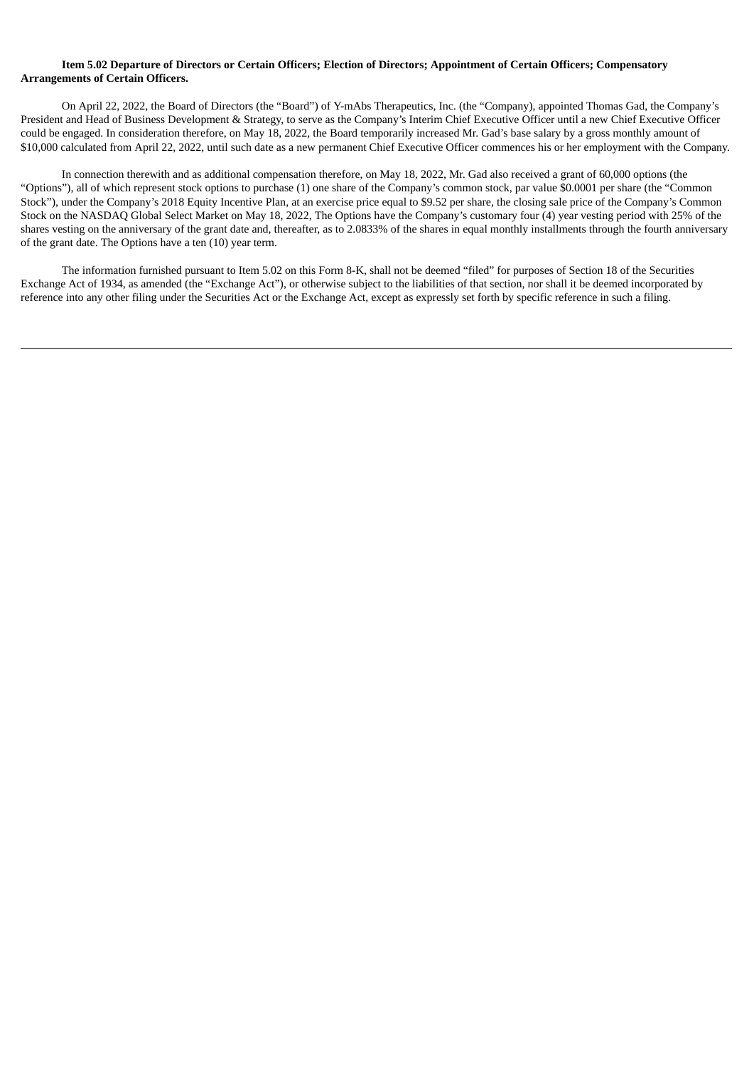**Item 5.02 Departure of Directors or Certain Officers; Election of Directors; Appointment of Certain Officers; Compensatory Arrangements of Certain Officers.**

On April 22, 2022, the Board of Directors (the "Board") of Y-mAbs Therapeutics, Inc. (the "Company), appointed Thomas Gad, the Company's President and Head of Business Development & Strategy, to serve as the Company's Interim Chief Executive Officer until a new Chief Executive Officer could be engaged. In consideration therefore, on May 18, 2022, the Board temporarily increased Mr. Gad's base salary by a gross monthly amount of $10,000 calculated from April 22, 2022, until such date as a new permanent Chief Executive Officer commences his or her employment with the Company.

In connection therewith and as additional compensation therefore, on May 18, 2022, Mr. Gad also received a grant of 60,000 options (the "Options"), all of which represent stock options to purchase (1) one share of the Company's common stock, par value $0.0001 per share (the "Common Stock"), under the Company's 2018 Equity Incentive Plan, at an exercise price equal to $9.52 per share, the closing sale price of the Company's Common Stock on the NASDAQ Global Select Market on May 18, 2022, The Options have the Company's customary four (4) year vesting period with 25% of the shares vesting on the anniversary of the grant date and, thereafter, as to 2.0833% of the shares in equal monthly installments through the fourth anniversary of the grant date. The Options have a ten (10) year term.

The information furnished pursuant to Item 5.02 on this Form 8-K, shall not be deemed "filed" for purposes of Section 18 of the Securities Exchange Act of 1934, as amended (the "Exchange Act"), or otherwise subject to the liabilities of that section, nor shall it be deemed incorporated by reference into any other filing under the Securities Act or the Exchange Act, except as expressly set forth by specific reference in such a filing.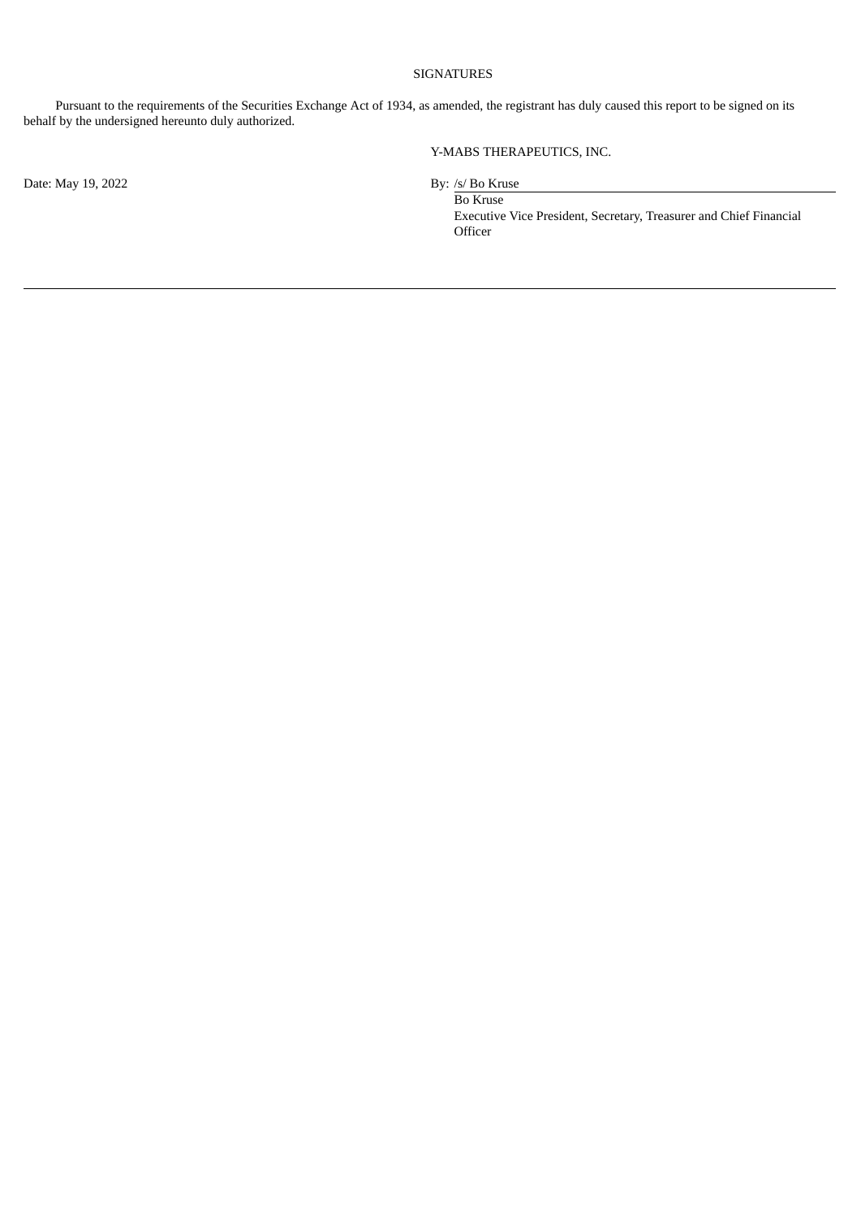SIGNATURES

Pursuant to the requirements of the Securities Exchange Act of 1934, as amended, the registrant has duly caused this report to be signed on its behalf by the undersigned hereunto duly authorized.

Y-MABS THERAPEUTICS, INC.

Date: May 19, 2022

By: /s/ Bo Kruse

Bo Kruse

Executive Vice President, Secretary, Treasurer and Chief Financial Officer